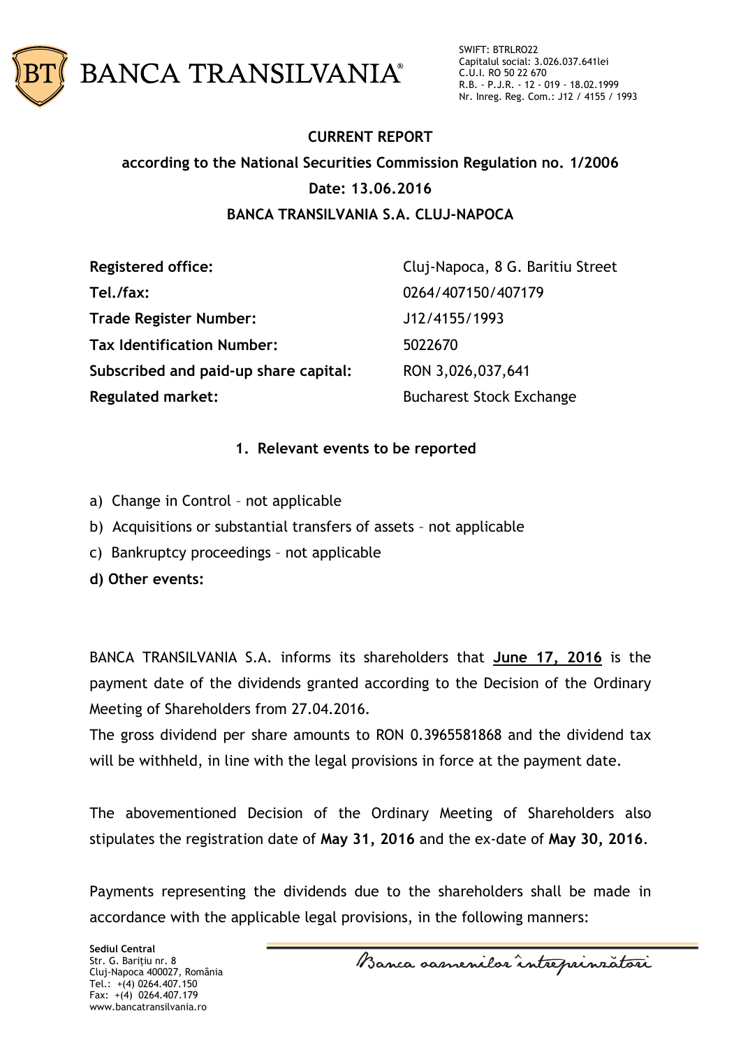**BANCA TRANSILVANIA®**

SWIFT: BTRLRO22
Capitalul social: 3.026.037.641lei
C.U.I. RO 50 22 670
R.B. - P.J.R. - 12 - 019 - 18.02.1999
Nr. Inreg. Reg. Com.: J12 / 4155 / 1993

**CURRENT REPORT**

**according to the National Securities Commission Regulation no. 1/2006**

**Date: 13.06.2016**

**BANCA TRANSILVANIA S.A. CLUJ-NAPOCA**

| | |
|---|---|
| **Registered office:** | Cluj-Napoca, 8 G. Baritiu Street |
| **Tel./fax:** | 0264/407150/407179 |
| **Trade Register Number:** | J12/4155/1993 |
| **Tax Identification Number:** | 5022670 |
| **Subscribed and paid-up share capital:** | RON 3,026,037,641 |
| **Regulated market:** | Bucharest Stock Exchange |

**1. Relevant events to be reported**

a) Change in Control – not applicable

b) Acquisitions or substantial transfers of assets – not applicable

c) Bankruptcy proceedings – not applicable

**d) Other events:**

BANCA TRANSILVANIA S.A. informs its shareholders that **June 17, 2016** is the payment date of the dividends granted according to the Decision of the Ordinary Meeting of Shareholders from 27.04.2016.

The gross dividend per share amounts to RON 0.3965581868 and the dividend tax will be withheld, in line with the legal provisions in force at the payment date.

The abovementioned Decision of the Ordinary Meeting of Shareholders also stipulates the registration date of **May 31, 2016** and the ex-date of **May 30, 2016**.

Payments representing the dividends due to the shareholders shall be made in accordance with the applicable legal provisions, in the following manners:

**Sediul Central**
Str. G. Barițiu nr. 8
Cluj-Napoca 400027, România
Tel.: +(4) 0264.407.150
Fax: +(4) 0264.407.179
www.bancatransilvania.ro

*Banca oamenilor întreprinzători*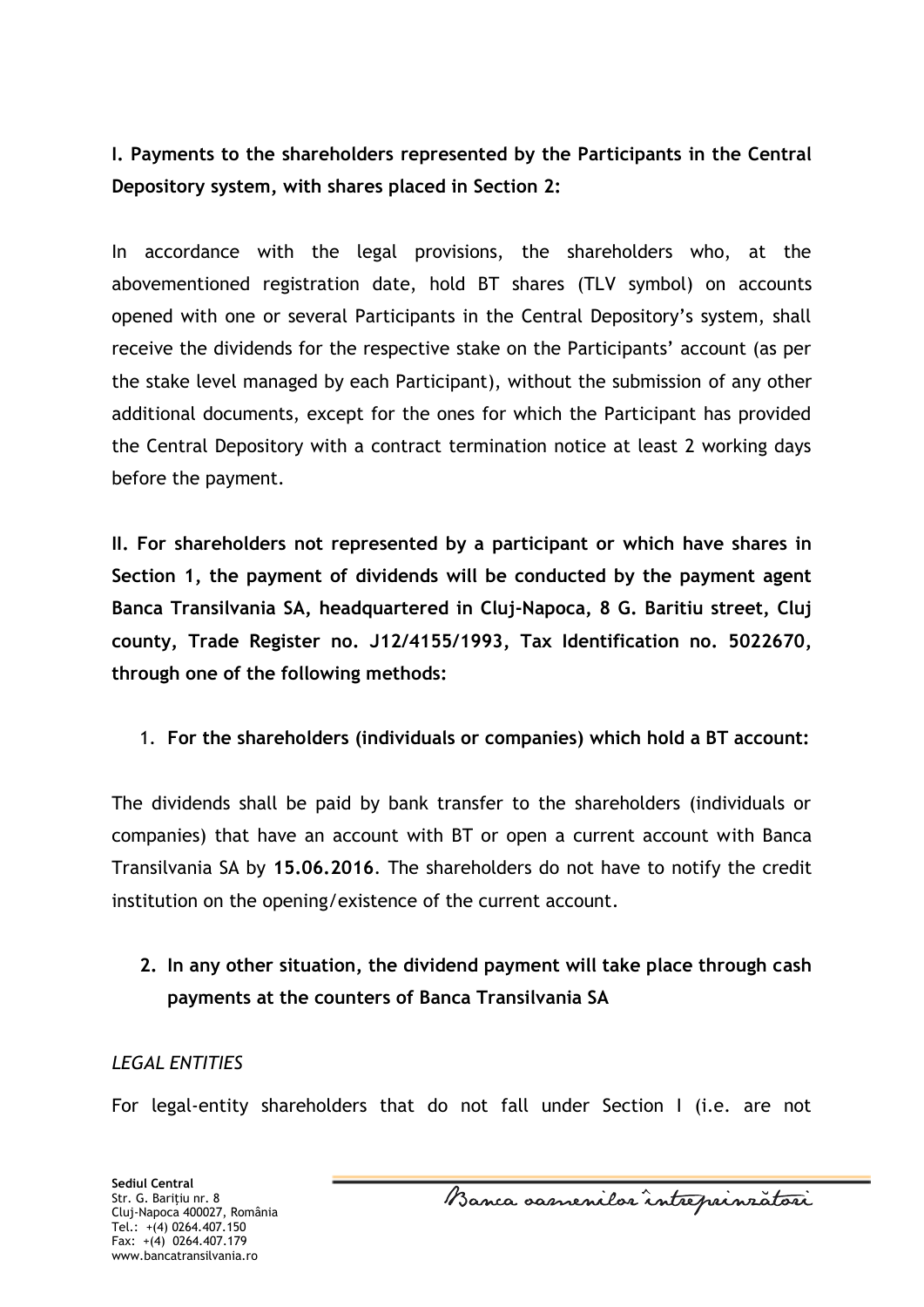**I. Payments to the shareholders represented by the Participants in the Central Depository system, with shares placed in Section 2:**

In accordance with the legal provisions, the shareholders who, at the abovementioned registration date, hold BT shares (TLV symbol) on accounts opened with one or several Participants in the Central Depository's system, shall receive the dividends for the respective stake on the Participants' account (as per the stake level managed by each Participant), without the submission of any other additional documents, except for the ones for which the Participant has provided the Central Depository with a contract termination notice at least 2 working days before the payment.

**II. For shareholders not represented by a participant or which have shares in Section 1, the payment of dividends will be conducted by the payment agent Banca Transilvania SA, headquartered in Cluj-Napoca, 8 G. Baritiu street, Cluj county, Trade Register no. J12/4155/1993, Tax Identification no. 5022670, through one of the following methods:**

1. **For the shareholders (individuals or companies) which hold a BT account:**

The dividends shall be paid by bank transfer to the shareholders (individuals or companies) that have an account with BT or open a current account with Banca Transilvania SA by **15.06.2016**. The shareholders do not have to notify the credit institution on the opening/existence of the current account.

2. **In any other situation, the dividend payment will take place through cash payments at the counters of Banca Transilvania SA**

*LEGAL ENTITIES*

For legal-entity shareholders that do not fall under Section I (i.e. are not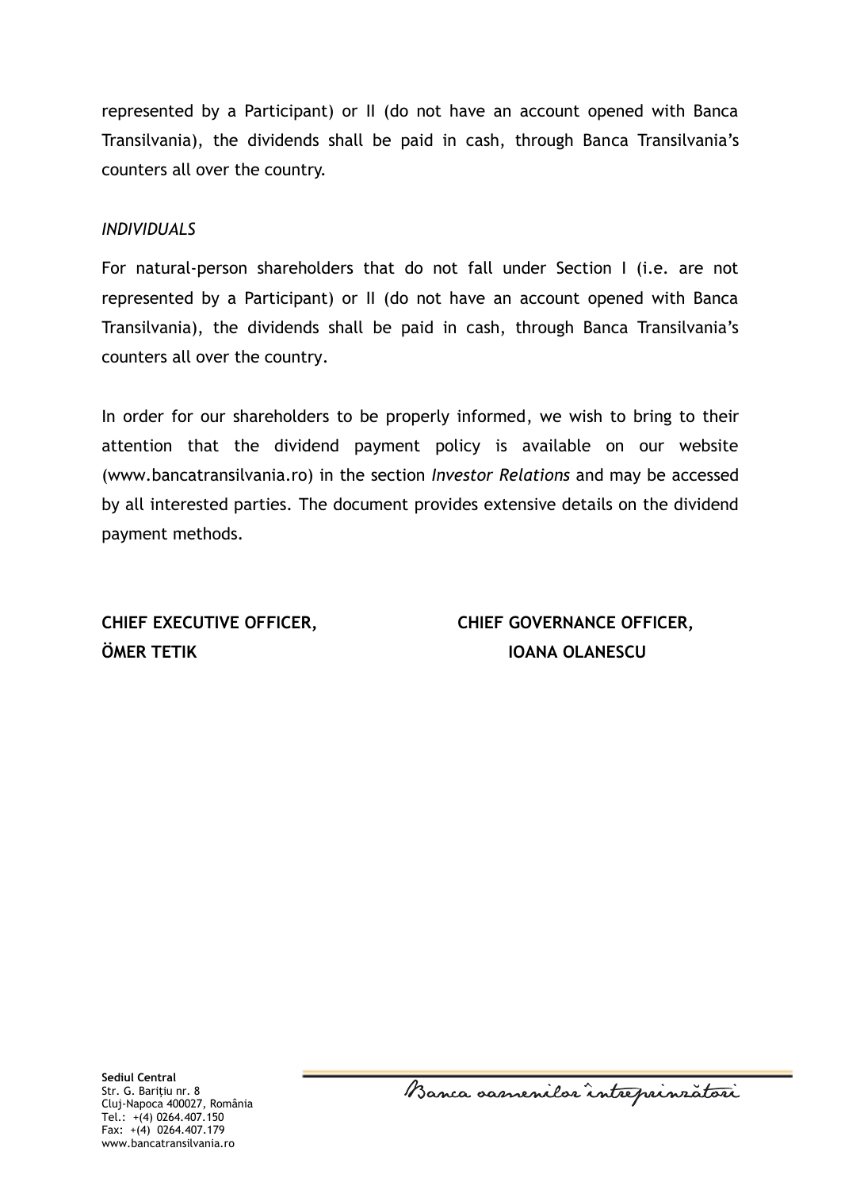represented by a Participant) or II (do not have an account opened with Banca Transilvania), the dividends shall be paid in cash, through Banca Transilvania's counters all over the country.

*INDIVIDUALS*

For natural-person shareholders that do not fall under Section I (i.e. are not represented by a Participant) or II (do not have an account opened with Banca Transilvania), the dividends shall be paid in cash, through Banca Transilvania's counters all over the country.

In order for our shareholders to be properly informed, we wish to bring to their attention that the dividend payment policy is available on our website (www.bancatransilvania.ro) in the section *Investor Relations* and may be accessed by all interested parties. The document provides extensive details on the dividend payment methods.

**CHIEF EXECUTIVE OFFICER,**
**ÖMER TETIK**

**CHIEF GOVERNANCE OFFICER,**
**IOANA OLANESCU**